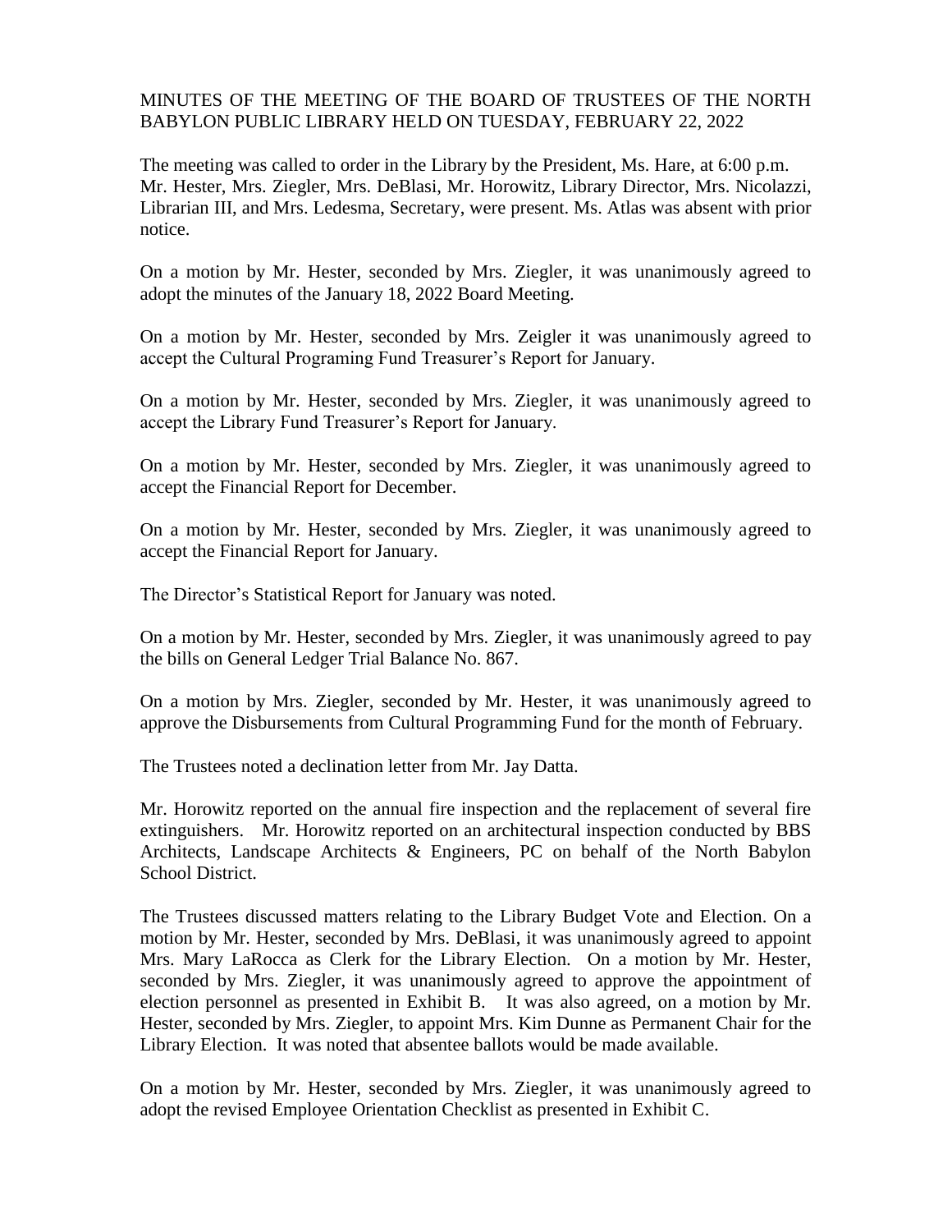# MINUTES OF THE MEETING OF THE BOARD OF TRUSTEES OF THE NORTH BABYLON PUBLIC LIBRARY HELD ON TUESDAY, FEBRUARY 22, 2022

The meeting was called to order in the Library by the President, Ms. Hare, at 6:00 p.m. Mr. Hester, Mrs. Ziegler, Mrs. DeBlasi, Mr. Horowitz, Library Director, Mrs. Nicolazzi, Librarian III, and Mrs. Ledesma, Secretary, were present. Ms. Atlas was absent with prior notice.

On a motion by Mr. Hester, seconded by Mrs. Ziegler, it was unanimously agreed to adopt the minutes of the January 18, 2022 Board Meeting.

On a motion by Mr. Hester, seconded by Mrs. Zeigler it was unanimously agreed to accept the Cultural Programing Fund Treasurer's Report for January.

On a motion by Mr. Hester, seconded by Mrs. Ziegler, it was unanimously agreed to accept the Library Fund Treasurer's Report for January.

On a motion by Mr. Hester, seconded by Mrs. Ziegler, it was unanimously agreed to accept the Financial Report for December.

On a motion by Mr. Hester, seconded by Mrs. Ziegler, it was unanimously agreed to accept the Financial Report for January.

The Director's Statistical Report for January was noted.

On a motion by Mr. Hester, seconded by Mrs. Ziegler, it was unanimously agreed to pay the bills on General Ledger Trial Balance No. 867.

On a motion by Mrs. Ziegler, seconded by Mr. Hester, it was unanimously agreed to approve the Disbursements from Cultural Programming Fund for the month of February.

The Trustees noted a declination letter from Mr. Jay Datta.

Mr. Horowitz reported on the annual fire inspection and the replacement of several fire extinguishers. Mr. Horowitz reported on an architectural inspection conducted by BBS Architects, Landscape Architects & Engineers, PC on behalf of the North Babylon School District.

The Trustees discussed matters relating to the Library Budget Vote and Election. On a motion by Mr. Hester, seconded by Mrs. DeBlasi, it was unanimously agreed to appoint Mrs. Mary LaRocca as Clerk for the Library Election. On a motion by Mr. Hester, seconded by Mrs. Ziegler, it was unanimously agreed to approve the appointment of election personnel as presented in Exhibit B. It was also agreed, on a motion by Mr. Hester, seconded by Mrs. Ziegler, to appoint Mrs. Kim Dunne as Permanent Chair for the Library Election. It was noted that absentee ballots would be made available.

On a motion by Mr. Hester, seconded by Mrs. Ziegler, it was unanimously agreed to adopt the revised Employee Orientation Checklist as presented in Exhibit C.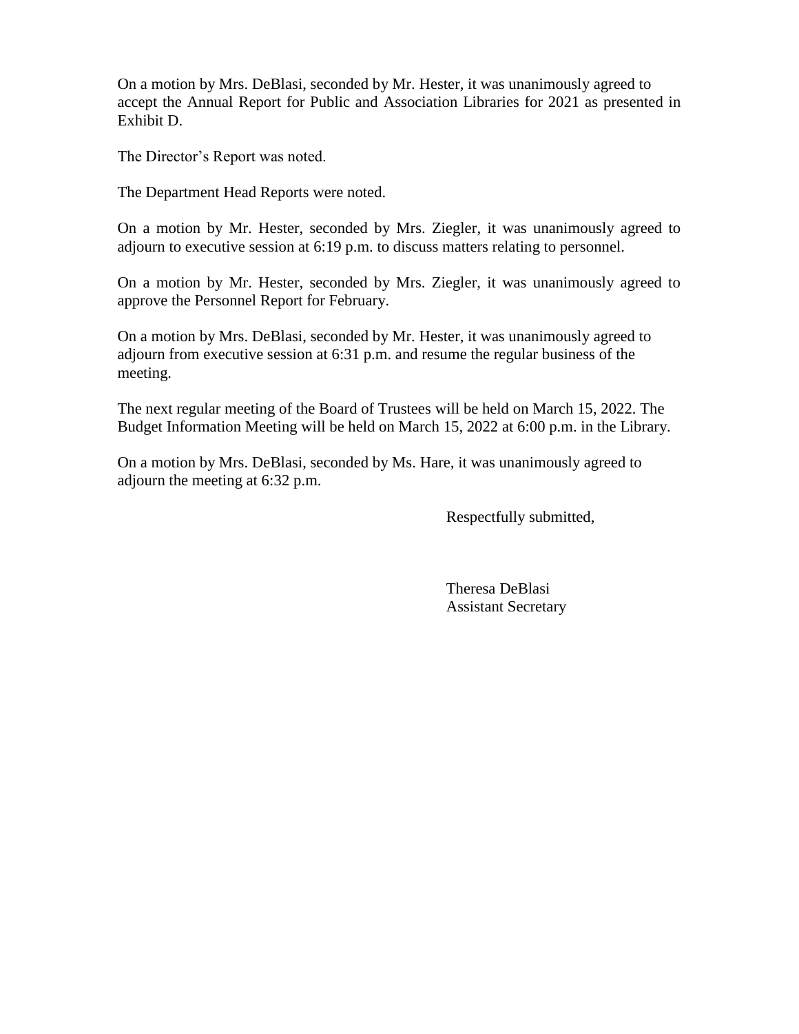On a motion by Mrs. DeBlasi, seconded by Mr. Hester, it was unanimously agreed to accept the Annual Report for Public and Association Libraries for 2021 as presented in Exhibit D.

The Director's Report was noted.

The Department Head Reports were noted.

On a motion by Mr. Hester, seconded by Mrs. Ziegler, it was unanimously agreed to adjourn to executive session at 6:19 p.m. to discuss matters relating to personnel.

On a motion by Mr. Hester, seconded by Mrs. Ziegler, it was unanimously agreed to approve the Personnel Report for February.

On a motion by Mrs. DeBlasi, seconded by Mr. Hester, it was unanimously agreed to adjourn from executive session at 6:31 p.m. and resume the regular business of the meeting.

The next regular meeting of the Board of Trustees will be held on March 15, 2022. The Budget Information Meeting will be held on March 15, 2022 at 6:00 p.m. in the Library.

On a motion by Mrs. DeBlasi, seconded by Ms. Hare, it was unanimously agreed to adjourn the meeting at 6:32 p.m.

Respectfully submitted,

Theresa DeBlasi
Assistant Secretary